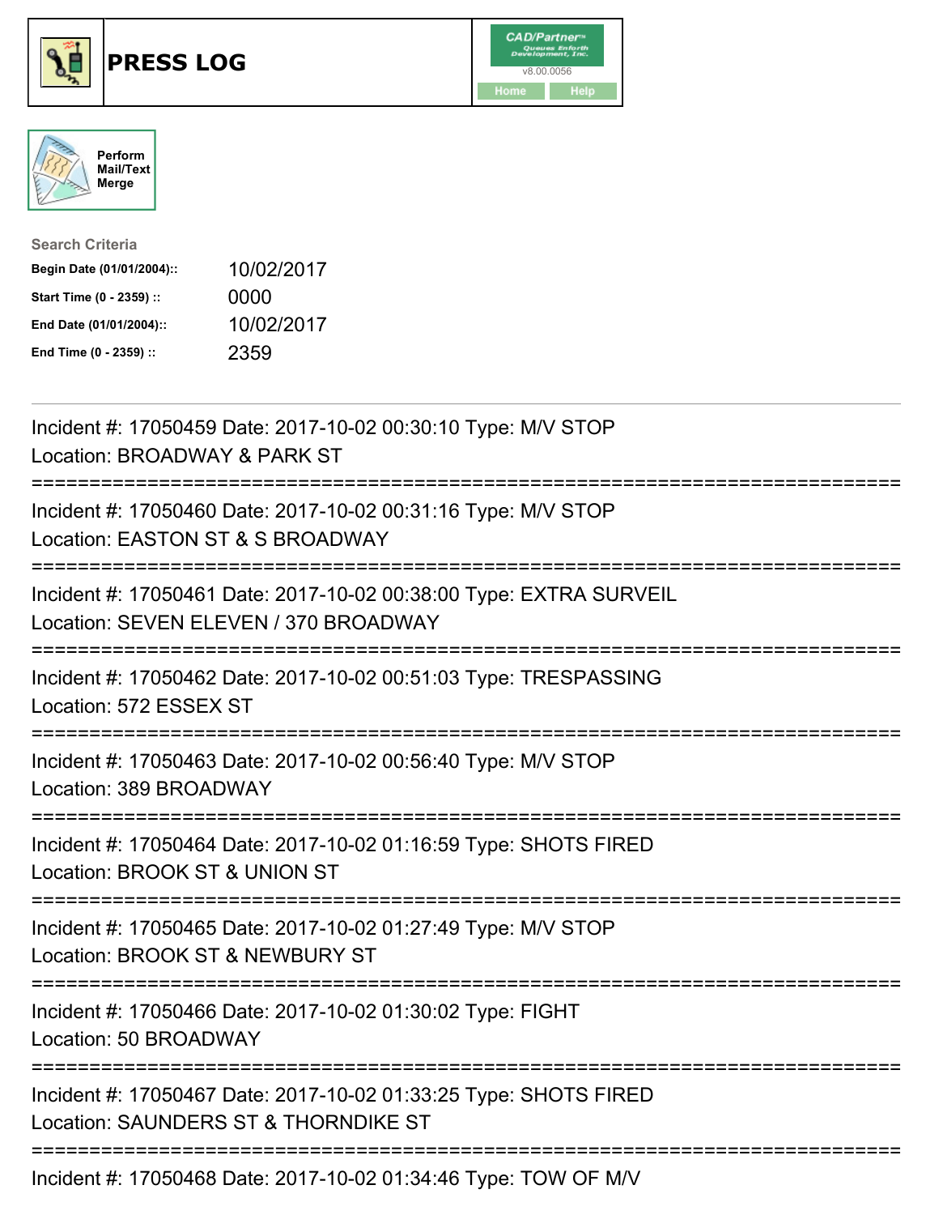# PRESS LOG

Perform Mail/Text Merge

**Search Criteria**

| | |
|---|---|
| **Begin Date (01/01/2004)::** | 10/02/2017 |
| **Start Time (0 - 2359) ::** | 0000 |
| **End Date (01/01/2004)::** | 10/02/2017 |
| **End Time (0 - 2359) ::** | 2359 |

Incident #: 17050459 Date: 2017-10-02 00:30:10 Type: M/V STOP
Location: BROADWAY & PARK ST

===========================================================================

Incident #: 17050460 Date: 2017-10-02 00:31:16 Type: M/V STOP
Location: EASTON ST & S BROADWAY

===========================================================================

Incident #: 17050461 Date: 2017-10-02 00:38:00 Type: EXTRA SURVEIL
Location: SEVEN ELEVEN / 370 BROADWAY

===========================================================================

Incident #: 17050462 Date: 2017-10-02 00:51:03 Type: TRESPASSING
Location: 572 ESSEX ST

===========================================================================

Incident #: 17050463 Date: 2017-10-02 00:56:40 Type: M/V STOP
Location: 389 BROADWAY

===========================================================================

Incident #: 17050464 Date: 2017-10-02 01:16:59 Type: SHOTS FIRED
Location: BROOK ST & UNION ST

===========================================================================

Incident #: 17050465 Date: 2017-10-02 01:27:49 Type: M/V STOP
Location: BROOK ST & NEWBURY ST

===========================================================================

Incident #: 17050466 Date: 2017-10-02 01:30:02 Type: FIGHT
Location: 50 BROADWAY

===========================================================================

Incident #: 17050467 Date: 2017-10-02 01:33:25 Type: SHOTS FIRED
Location: SAUNDERS ST & THORNDIKE ST

===========================================================================

Incident #: 17050468 Date: 2017-10-02 01:34:46 Type: TOW OF M/V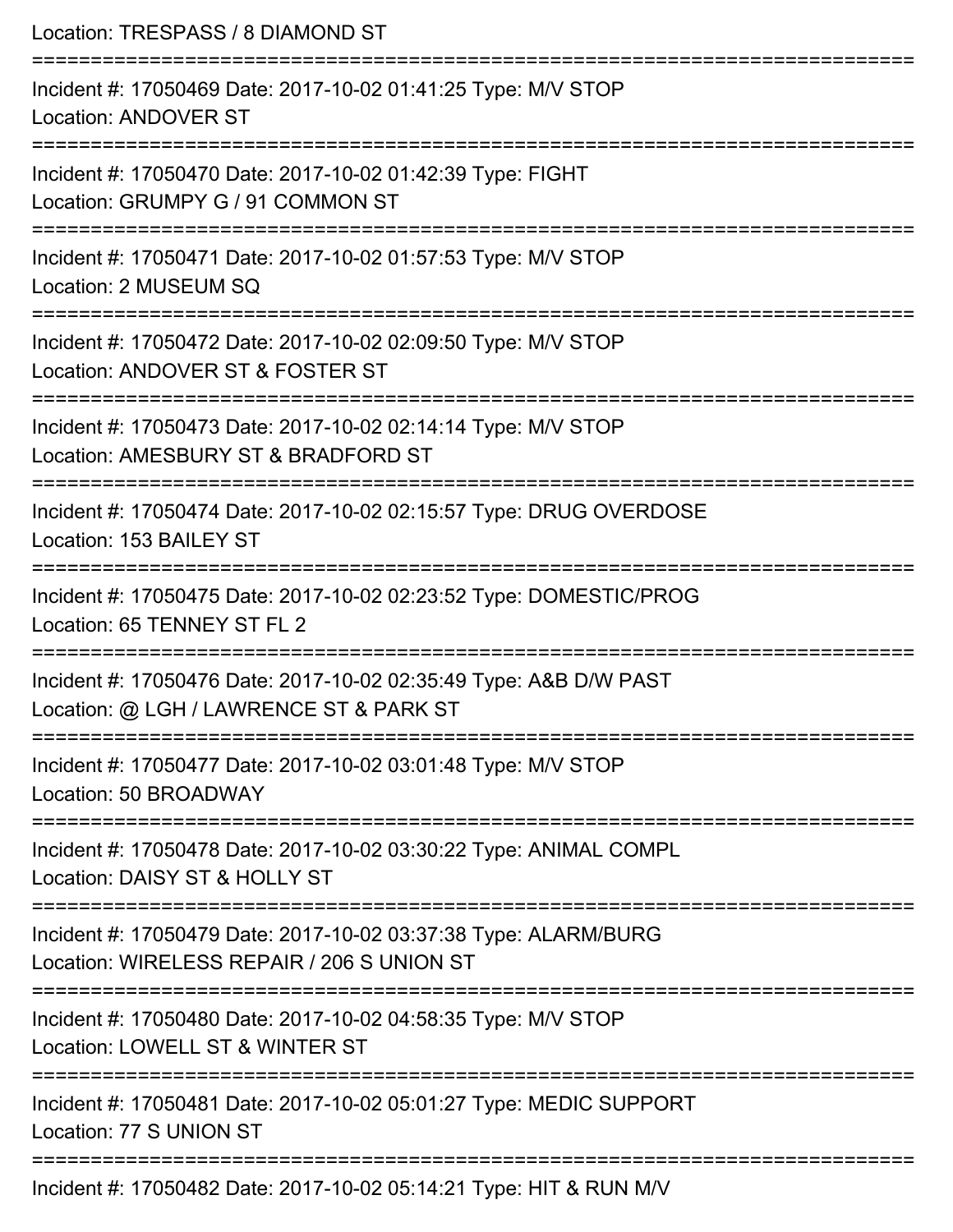Location: TRESPASS / 8 DIAMOND ST

===========================================================================

Incident #: 17050469 Date: 2017-10-02 01:41:25 Type: M/V STOP
Location: ANDOVER ST

===========================================================================

Incident #: 17050470 Date: 2017-10-02 01:42:39 Type: FIGHT
Location: GRUMPY G / 91 COMMON ST

===========================================================================

Incident #: 17050471 Date: 2017-10-02 01:57:53 Type: M/V STOP
Location: 2 MUSEUM SQ

===========================================================================

Incident #: 17050472 Date: 2017-10-02 02:09:50 Type: M/V STOP
Location: ANDOVER ST & FOSTER ST

===========================================================================

Incident #: 17050473 Date: 2017-10-02 02:14:14 Type: M/V STOP
Location: AMESBURY ST & BRADFORD ST

===========================================================================

Incident #: 17050474 Date: 2017-10-02 02:15:57 Type: DRUG OVERDOSE
Location: 153 BAILEY ST

===========================================================================

Incident #: 17050475 Date: 2017-10-02 02:23:52 Type: DOMESTIC/PROG
Location: 65 TENNEY ST FL 2

===========================================================================

Incident #: 17050476 Date: 2017-10-02 02:35:49 Type: A&B D/W PAST
Location: @ LGH / LAWRENCE ST & PARK ST

===========================================================================

Incident #: 17050477 Date: 2017-10-02 03:01:48 Type: M/V STOP
Location: 50 BROADWAY

===========================================================================

Incident #: 17050478 Date: 2017-10-02 03:30:22 Type: ANIMAL COMPL
Location: DAISY ST & HOLLY ST

===========================================================================

Incident #: 17050479 Date: 2017-10-02 03:37:38 Type: ALARM/BURG
Location: WIRELESS REPAIR / 206 S UNION ST

===========================================================================

Incident #: 17050480 Date: 2017-10-02 04:58:35 Type: M/V STOP
Location: LOWELL ST & WINTER ST

===========================================================================

Incident #: 17050481 Date: 2017-10-02 05:01:27 Type: MEDIC SUPPORT
Location: 77 S UNION ST

===========================================================================

Incident #: 17050482 Date: 2017-10-02 05:14:21 Type: HIT & RUN M/V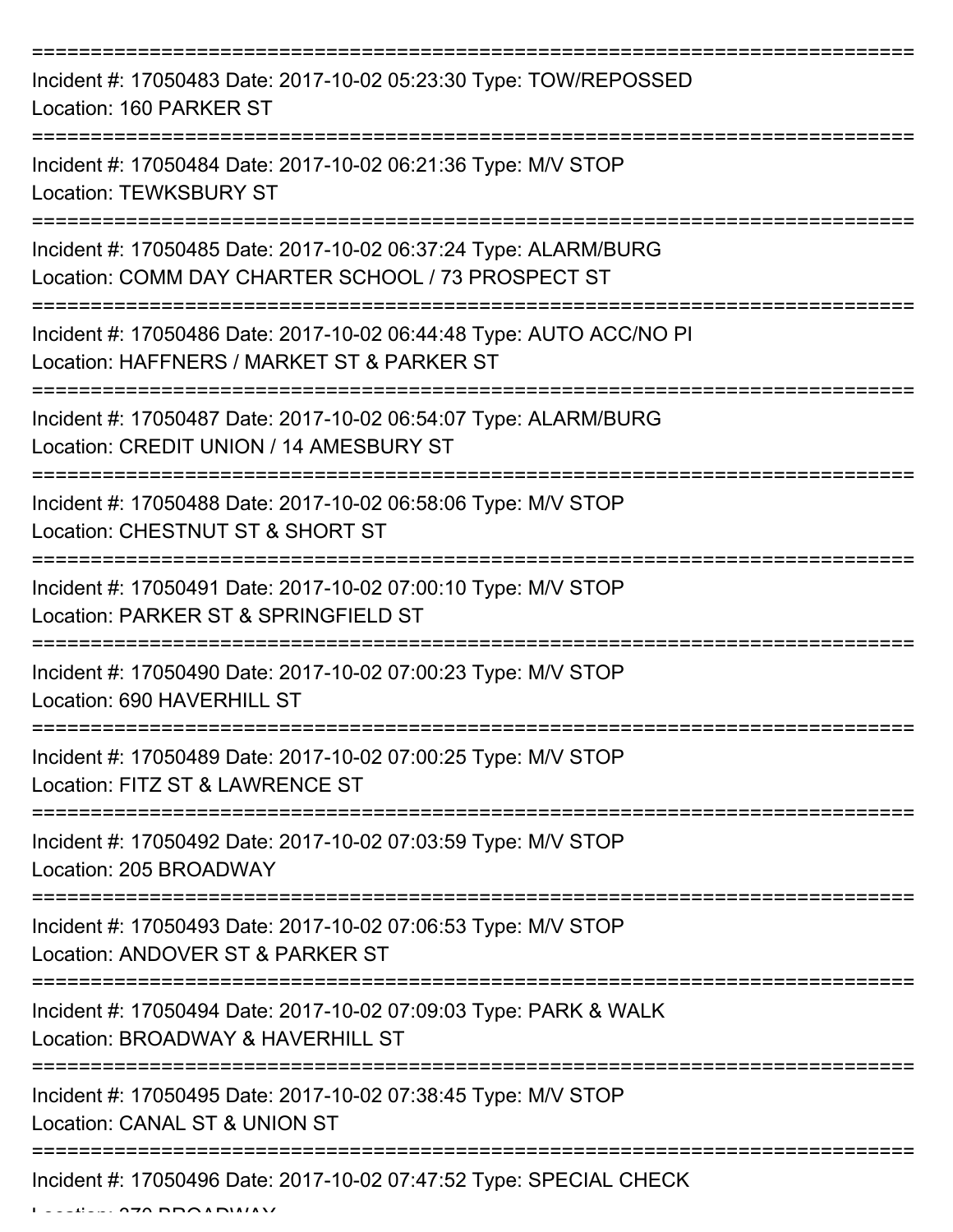Incident #: 17050483 Date: 2017-10-02 05:23:30 Type: TOW/REPOSSED
Location: 160 PARKER ST

Incident #: 17050484 Date: 2017-10-02 06:21:36 Type: M/V STOP
Location: TEWKSBURY ST

Incident #: 17050485 Date: 2017-10-02 06:37:24 Type: ALARM/BURG
Location: COMM DAY CHARTER SCHOOL / 73 PROSPECT ST

Incident #: 17050486 Date: 2017-10-02 06:44:48 Type: AUTO ACC/NO PI
Location: HAFFNERS / MARKET ST & PARKER ST

Incident #: 17050487 Date: 2017-10-02 06:54:07 Type: ALARM/BURG
Location: CREDIT UNION / 14 AMESBURY ST

Incident #: 17050488 Date: 2017-10-02 06:58:06 Type: M/V STOP
Location: CHESTNUT ST & SHORT ST

Incident #: 17050491 Date: 2017-10-02 07:00:10 Type: M/V STOP
Location: PARKER ST & SPRINGFIELD ST

Incident #: 17050490 Date: 2017-10-02 07:00:23 Type: M/V STOP
Location: 690 HAVERHILL ST

Incident #: 17050489 Date: 2017-10-02 07:00:25 Type: M/V STOP
Location: FITZ ST & LAWRENCE ST

Incident #: 17050492 Date: 2017-10-02 07:03:59 Type: M/V STOP
Location: 205 BROADWAY

Incident #: 17050493 Date: 2017-10-02 07:06:53 Type: M/V STOP
Location: ANDOVER ST & PARKER ST

Incident #: 17050494 Date: 2017-10-02 07:09:03 Type: PARK & WALK
Location: BROADWAY & HAVERHILL ST

Incident #: 17050495 Date: 2017-10-02 07:38:45 Type: M/V STOP
Location: CANAL ST & UNION ST

Incident #: 17050496 Date: 2017-10-02 07:47:52 Type: SPECIAL CHECK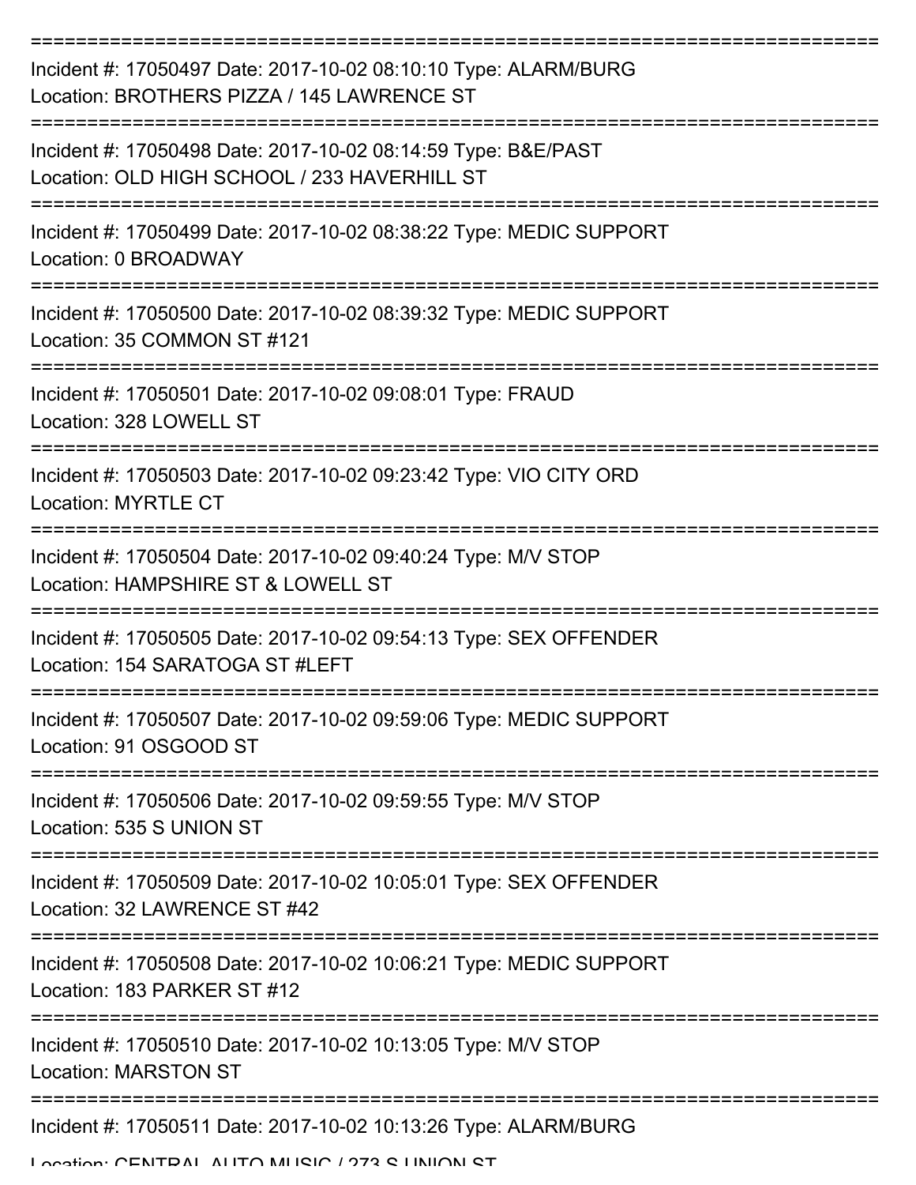Incident #: 17050497 Date: 2017-10-02 08:10:10 Type: ALARM/BURG
Location: BROTHERS PIZZA / 145 LAWRENCE ST

Incident #: 17050498 Date: 2017-10-02 08:14:59 Type: B&E/PAST
Location: OLD HIGH SCHOOL / 233 HAVERHILL ST

Incident #: 17050499 Date: 2017-10-02 08:38:22 Type: MEDIC SUPPORT
Location: 0 BROADWAY

Incident #: 17050500 Date: 2017-10-02 08:39:32 Type: MEDIC SUPPORT
Location: 35 COMMON ST #121

Incident #: 17050501 Date: 2017-10-02 09:08:01 Type: FRAUD
Location: 328 LOWELL ST

Incident #: 17050503 Date: 2017-10-02 09:23:42 Type: VIO CITY ORD
Location: MYRTLE CT

Incident #: 17050504 Date: 2017-10-02 09:40:24 Type: M/V STOP
Location: HAMPSHIRE ST & LOWELL ST

Incident #: 17050505 Date: 2017-10-02 09:54:13 Type: SEX OFFENDER
Location: 154 SARATOGA ST #LEFT

Incident #: 17050507 Date: 2017-10-02 09:59:06 Type: MEDIC SUPPORT
Location: 91 OSGOOD ST

Incident #: 17050506 Date: 2017-10-02 09:59:55 Type: M/V STOP
Location: 535 S UNION ST

Incident #: 17050509 Date: 2017-10-02 10:05:01 Type: SEX OFFENDER
Location: 32 LAWRENCE ST #42

Incident #: 17050508 Date: 2017-10-02 10:06:21 Type: MEDIC SUPPORT
Location: 183 PARKER ST #12

Incident #: 17050510 Date: 2017-10-02 10:13:05 Type: M/V STOP
Location: MARSTON ST

Incident #: 17050511 Date: 2017-10-02 10:13:26 Type: ALARM/BURG
Location: CENTRAL AUTO MUSIC / 273 S UNION ST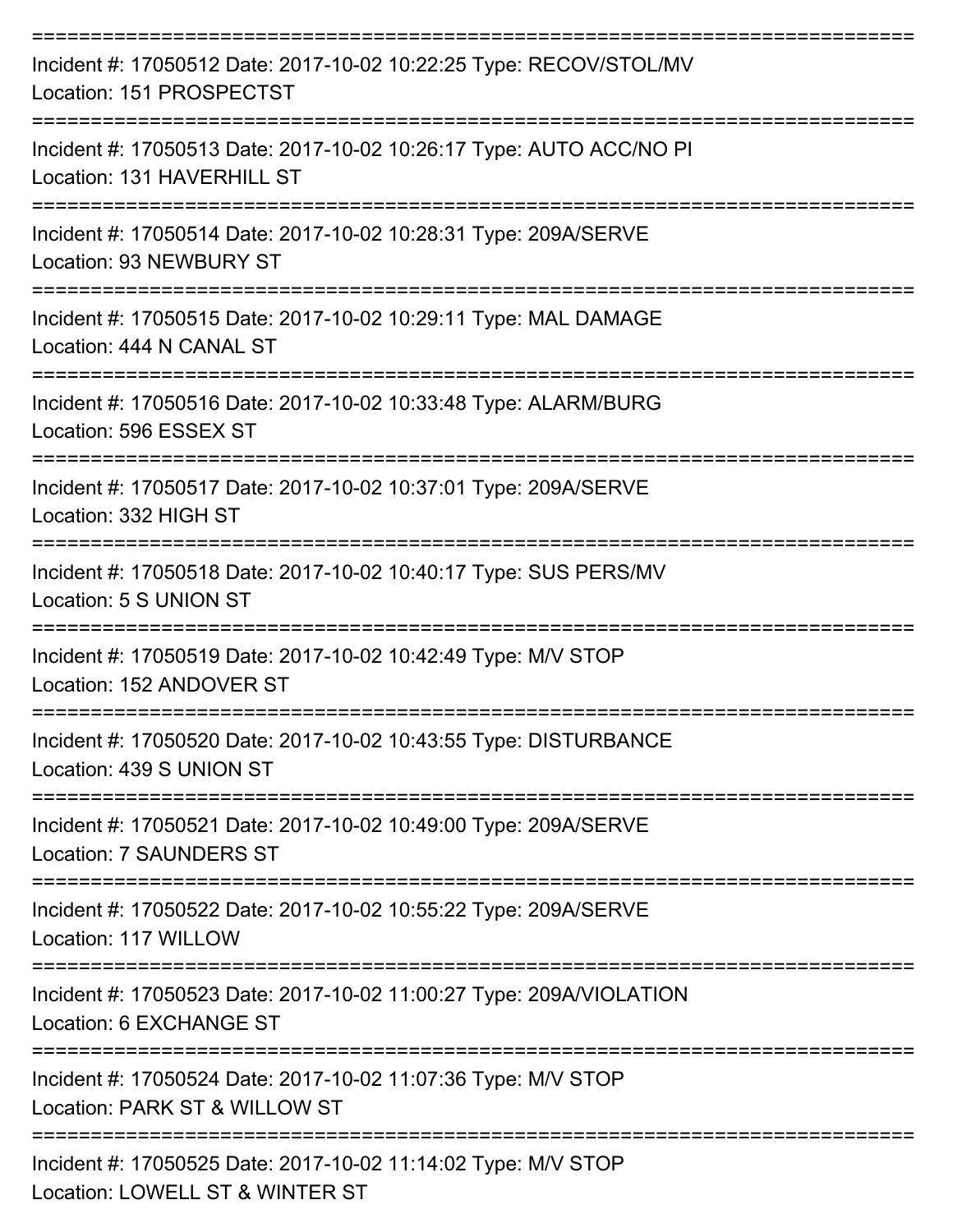Incident #: 17050512 Date: 2017-10-02 10:22:25 Type: RECOV/STOL/MV
Location: 151 PROSPECTST

Incident #: 17050513 Date: 2017-10-02 10:26:17 Type: AUTO ACC/NO PI
Location: 131 HAVERHILL ST

Incident #: 17050514 Date: 2017-10-02 10:28:31 Type: 209A/SERVE
Location: 93 NEWBURY ST

Incident #: 17050515 Date: 2017-10-02 10:29:11 Type: MAL DAMAGE
Location: 444 N CANAL ST

Incident #: 17050516 Date: 2017-10-02 10:33:48 Type: ALARM/BURG
Location: 596 ESSEX ST

Incident #: 17050517 Date: 2017-10-02 10:37:01 Type: 209A/SERVE
Location: 332 HIGH ST

Incident #: 17050518 Date: 2017-10-02 10:40:17 Type: SUS PERS/MV
Location: 5 S UNION ST

Incident #: 17050519 Date: 2017-10-02 10:42:49 Type: M/V STOP
Location: 152 ANDOVER ST

Incident #: 17050520 Date: 2017-10-02 10:43:55 Type: DISTURBANCE
Location: 439 S UNION ST

Incident #: 17050521 Date: 2017-10-02 10:49:00 Type: 209A/SERVE
Location: 7 SAUNDERS ST

Incident #: 17050522 Date: 2017-10-02 10:55:22 Type: 209A/SERVE
Location: 117 WILLOW

Incident #: 17050523 Date: 2017-10-02 11:00:27 Type: 209A/VIOLATION
Location: 6 EXCHANGE ST

Incident #: 17050524 Date: 2017-10-02 11:07:36 Type: M/V STOP
Location: PARK ST & WILLOW ST

Incident #: 17050525 Date: 2017-10-02 11:14:02 Type: M/V STOP
Location: LOWELL ST & WINTER ST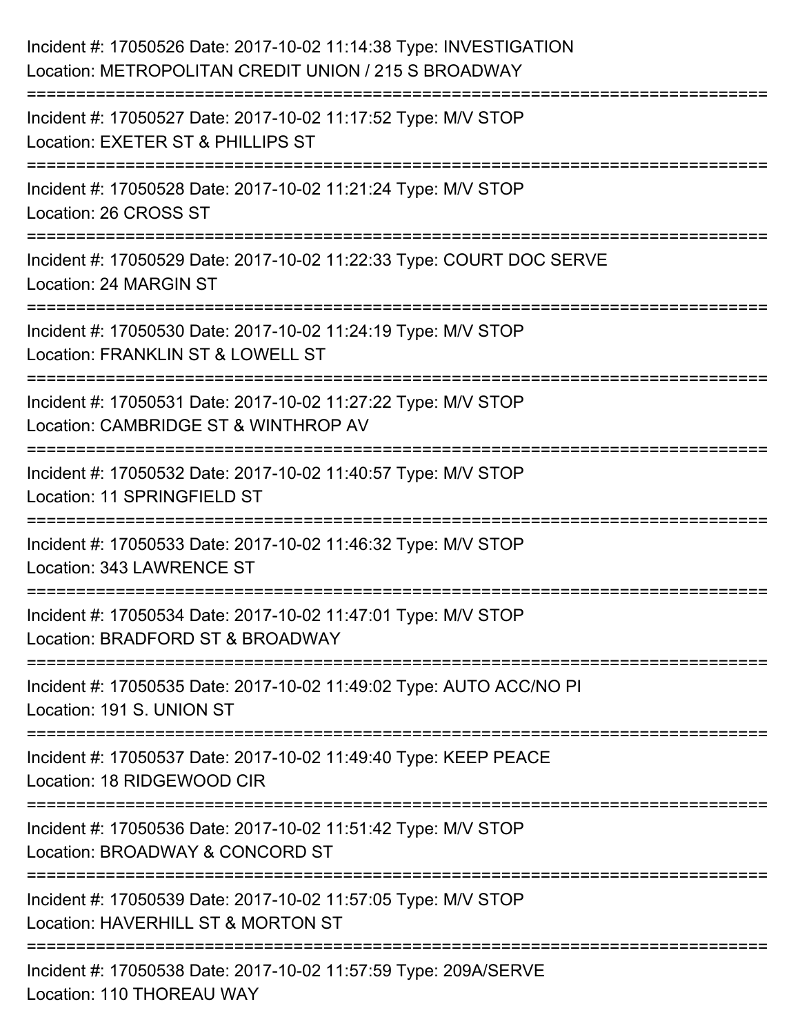Incident #: 17050526 Date: 2017-10-02 11:14:38 Type: INVESTIGATION
Location: METROPOLITAN CREDIT UNION / 215 S BROADWAY

===========================================================================

Incident #: 17050527 Date: 2017-10-02 11:17:52 Type: M/V STOP
Location: EXETER ST & PHILLIPS ST

===========================================================================

Incident #: 17050528 Date: 2017-10-02 11:21:24 Type: M/V STOP
Location: 26 CROSS ST

===========================================================================

Incident #: 17050529 Date: 2017-10-02 11:22:33 Type: COURT DOC SERVE
Location: 24 MARGIN ST

===========================================================================

Incident #: 17050530 Date: 2017-10-02 11:24:19 Type: M/V STOP
Location: FRANKLIN ST & LOWELL ST

===========================================================================

Incident #: 17050531 Date: 2017-10-02 11:27:22 Type: M/V STOP
Location: CAMBRIDGE ST & WINTHROP AV

===========================================================================

Incident #: 17050532 Date: 2017-10-02 11:40:57 Type: M/V STOP
Location: 11 SPRINGFIELD ST

===========================================================================

Incident #: 17050533 Date: 2017-10-02 11:46:32 Type: M/V STOP
Location: 343 LAWRENCE ST

===========================================================================

Incident #: 17050534 Date: 2017-10-02 11:47:01 Type: M/V STOP
Location: BRADFORD ST & BROADWAY

===========================================================================

Incident #: 17050535 Date: 2017-10-02 11:49:02 Type: AUTO ACC/NO PI
Location: 191 S. UNION ST

===========================================================================

Incident #: 17050537 Date: 2017-10-02 11:49:40 Type: KEEP PEACE
Location: 18 RIDGEWOOD CIR

===========================================================================

Incident #: 17050536 Date: 2017-10-02 11:51:42 Type: M/V STOP
Location: BROADWAY & CONCORD ST

===========================================================================

Incident #: 17050539 Date: 2017-10-02 11:57:05 Type: M/V STOP
Location: HAVERHILL ST & MORTON ST

===========================================================================

Incident #: 17050538 Date: 2017-10-02 11:57:59 Type: 209A/SERVE
Location: 110 THOREAU WAY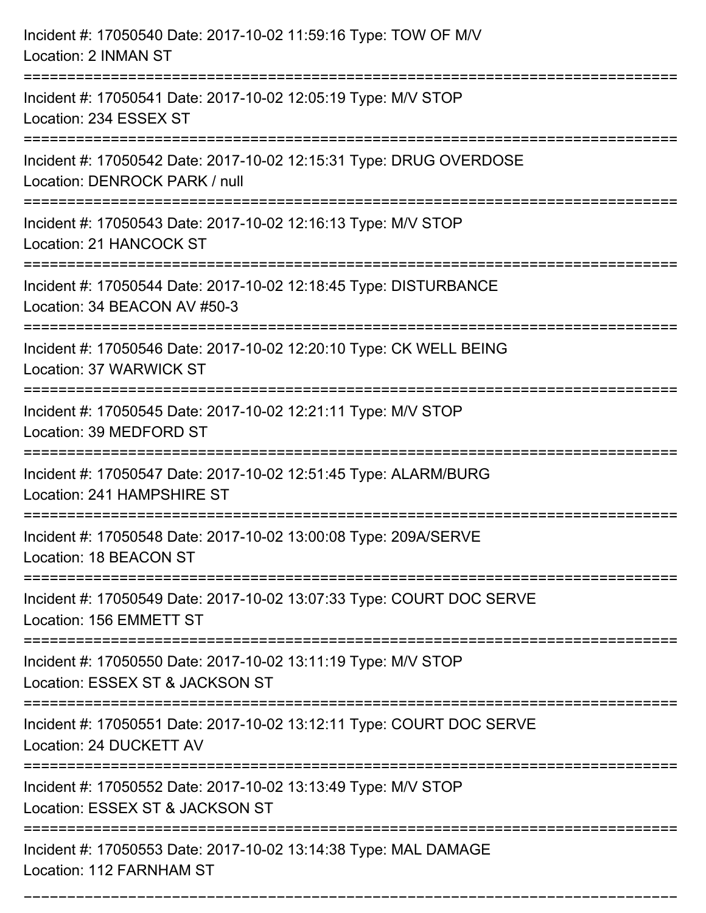Incident #: 17050540 Date: 2017-10-02 11:59:16 Type: TOW OF M/V
Location: 2 INMAN ST

===========================================================================

Incident #: 17050541 Date: 2017-10-02 12:05:19 Type: M/V STOP
Location: 234 ESSEX ST

===========================================================================

Incident #: 17050542 Date: 2017-10-02 12:15:31 Type: DRUG OVERDOSE
Location: DENROCK PARK / null

===========================================================================

Incident #: 17050543 Date: 2017-10-02 12:16:13 Type: M/V STOP
Location: 21 HANCOCK ST

===========================================================================

Incident #: 17050544 Date: 2017-10-02 12:18:45 Type: DISTURBANCE
Location: 34 BEACON AV #50-3

===========================================================================

Incident #: 17050546 Date: 2017-10-02 12:20:10 Type: CK WELL BEING
Location: 37 WARWICK ST

===========================================================================

Incident #: 17050545 Date: 2017-10-02 12:21:11 Type: M/V STOP
Location: 39 MEDFORD ST

===========================================================================

Incident #: 17050547 Date: 2017-10-02 12:51:45 Type: ALARM/BURG
Location: 241 HAMPSHIRE ST

===========================================================================

Incident #: 17050548 Date: 2017-10-02 13:00:08 Type: 209A/SERVE
Location: 18 BEACON ST

===========================================================================

Incident #: 17050549 Date: 2017-10-02 13:07:33 Type: COURT DOC SERVE
Location: 156 EMMETT ST

===========================================================================

Incident #: 17050550 Date: 2017-10-02 13:11:19 Type: M/V STOP
Location: ESSEX ST & JACKSON ST

===========================================================================

Incident #: 17050551 Date: 2017-10-02 13:12:11 Type: COURT DOC SERVE
Location: 24 DUCKETT AV

===========================================================================

Incident #: 17050552 Date: 2017-10-02 13:13:49 Type: M/V STOP
Location: ESSEX ST & JACKSON ST

===========================================================================

Incident #: 17050553 Date: 2017-10-02 13:14:38 Type: MAL DAMAGE
Location: 112 FARNHAM ST

===========================================================================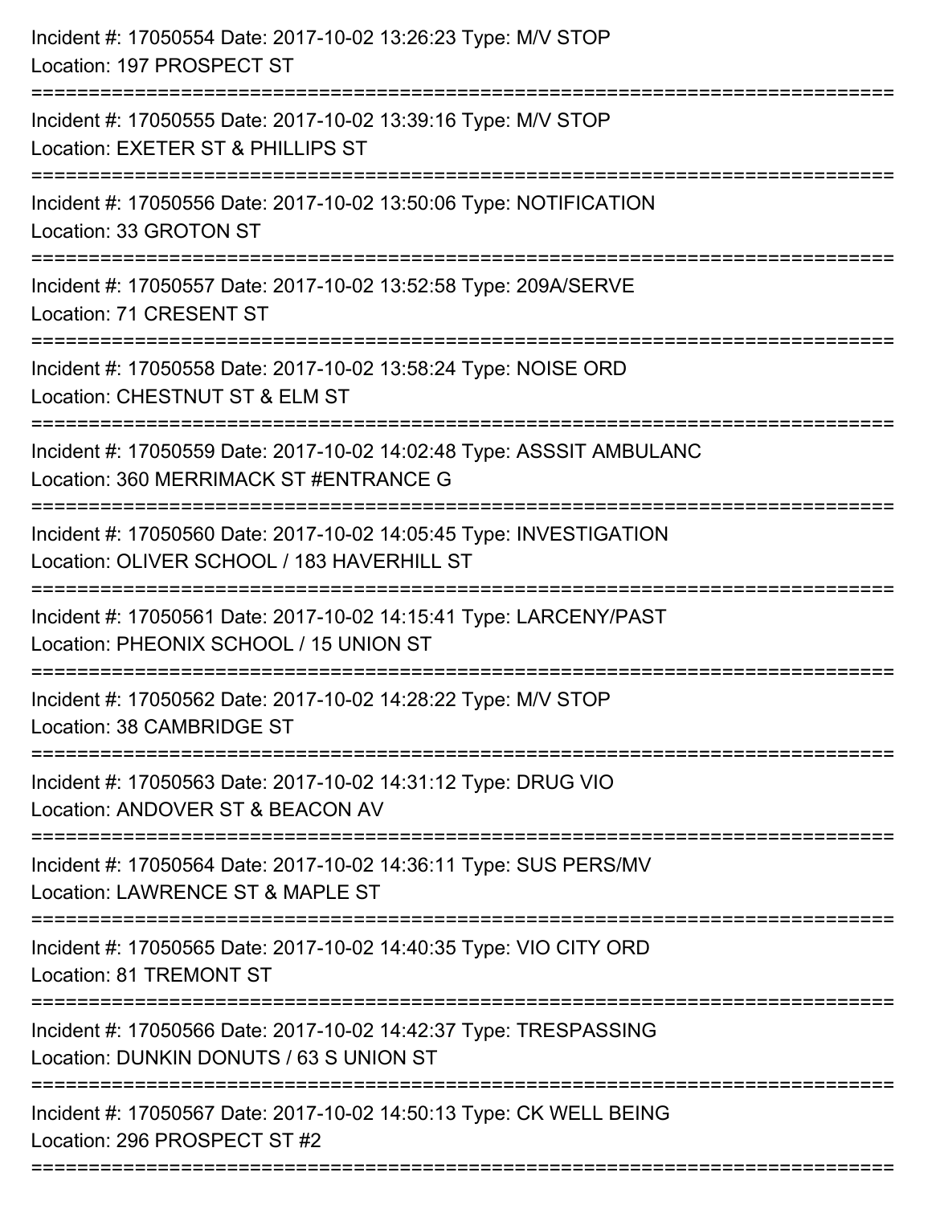Incident #: 17050554 Date: 2017-10-02 13:26:23 Type: M/V STOP
Location: 197 PROSPECT ST

===========================================================================

Incident #: 17050555 Date: 2017-10-02 13:39:16 Type: M/V STOP
Location: EXETER ST & PHILLIPS ST

===========================================================================

Incident #: 17050556 Date: 2017-10-02 13:50:06 Type: NOTIFICATION
Location: 33 GROTON ST

===========================================================================

Incident #: 17050557 Date: 2017-10-02 13:52:58 Type: 209A/SERVE
Location: 71 CRESENT ST

===========================================================================

Incident #: 17050558 Date: 2017-10-02 13:58:24 Type: NOISE ORD
Location: CHESTNUT ST & ELM ST

===========================================================================

Incident #: 17050559 Date: 2017-10-02 14:02:48 Type: ASSSIT AMBULANC
Location: 360 MERRIMACK ST #ENTRANCE G

===========================================================================

Incident #: 17050560 Date: 2017-10-02 14:05:45 Type: INVESTIGATION
Location: OLIVER SCHOOL / 183 HAVERHILL ST

===========================================================================

Incident #: 17050561 Date: 2017-10-02 14:15:41 Type: LARCENY/PAST
Location: PHEONIX SCHOOL / 15 UNION ST

===========================================================================

Incident #: 17050562 Date: 2017-10-02 14:28:22 Type: M/V STOP
Location: 38 CAMBRIDGE ST

===========================================================================

Incident #: 17050563 Date: 2017-10-02 14:31:12 Type: DRUG VIO
Location: ANDOVER ST & BEACON AV

===========================================================================

Incident #: 17050564 Date: 2017-10-02 14:36:11 Type: SUS PERS/MV
Location: LAWRENCE ST & MAPLE ST

===========================================================================

Incident #: 17050565 Date: 2017-10-02 14:40:35 Type: VIO CITY ORD
Location: 81 TREMONT ST

===========================================================================

Incident #: 17050566 Date: 2017-10-02 14:42:37 Type: TRESPASSING
Location: DUNKIN DONUTS / 63 S UNION ST

===========================================================================

Incident #: 17050567 Date: 2017-10-02 14:50:13 Type: CK WELL BEING
Location: 296 PROSPECT ST #2

===========================================================================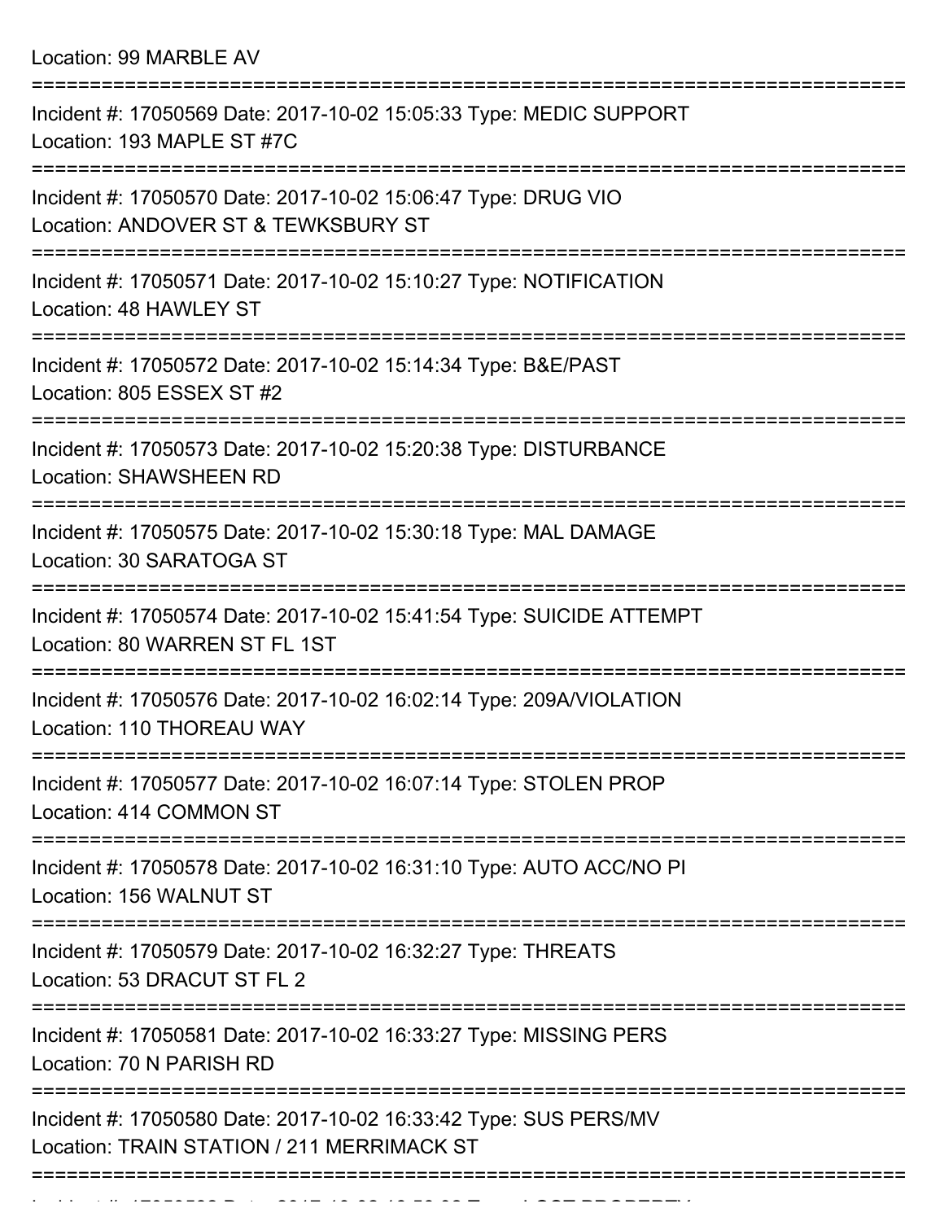Location: 99 MARBLE AV

===========================================================================

Incident #: 17050569 Date: 2017-10-02 15:05:33 Type: MEDIC SUPPORT
Location: 193 MAPLE ST #7C

===========================================================================

Incident #: 17050570 Date: 2017-10-02 15:06:47 Type: DRUG VIO
Location: ANDOVER ST & TEWKSBURY ST

===========================================================================

Incident #: 17050571 Date: 2017-10-02 15:10:27 Type: NOTIFICATION
Location: 48 HAWLEY ST

===========================================================================

Incident #: 17050572 Date: 2017-10-02 15:14:34 Type: B&E/PAST
Location: 805 ESSEX ST #2

===========================================================================

Incident #: 17050573 Date: 2017-10-02 15:20:38 Type: DISTURBANCE
Location: SHAWSHEEN RD

===========================================================================

Incident #: 17050575 Date: 2017-10-02 15:30:18 Type: MAL DAMAGE
Location: 30 SARATOGA ST

===========================================================================

Incident #: 17050574 Date: 2017-10-02 15:41:54 Type: SUICIDE ATTEMPT
Location: 80 WARREN ST FL 1ST

===========================================================================

Incident #: 17050576 Date: 2017-10-02 16:02:14 Type: 209A/VIOLATION
Location: 110 THOREAU WAY

===========================================================================

Incident #: 17050577 Date: 2017-10-02 16:07:14 Type: STOLEN PROP
Location: 414 COMMON ST

===========================================================================

Incident #: 17050578 Date: 2017-10-02 16:31:10 Type: AUTO ACC/NO PI
Location: 156 WALNUT ST

===========================================================================

Incident #: 17050579 Date: 2017-10-02 16:32:27 Type: THREATS
Location: 53 DRACUT ST FL 2

===========================================================================

Incident #: 17050581 Date: 2017-10-02 16:33:27 Type: MISSING PERS
Location: 70 N PARISH RD

===========================================================================

Incident #: 17050580 Date: 2017-10-02 16:33:42 Type: SUS PERS/MV
Location: TRAIN STATION / 211 MERRIMACK ST

===========================================================================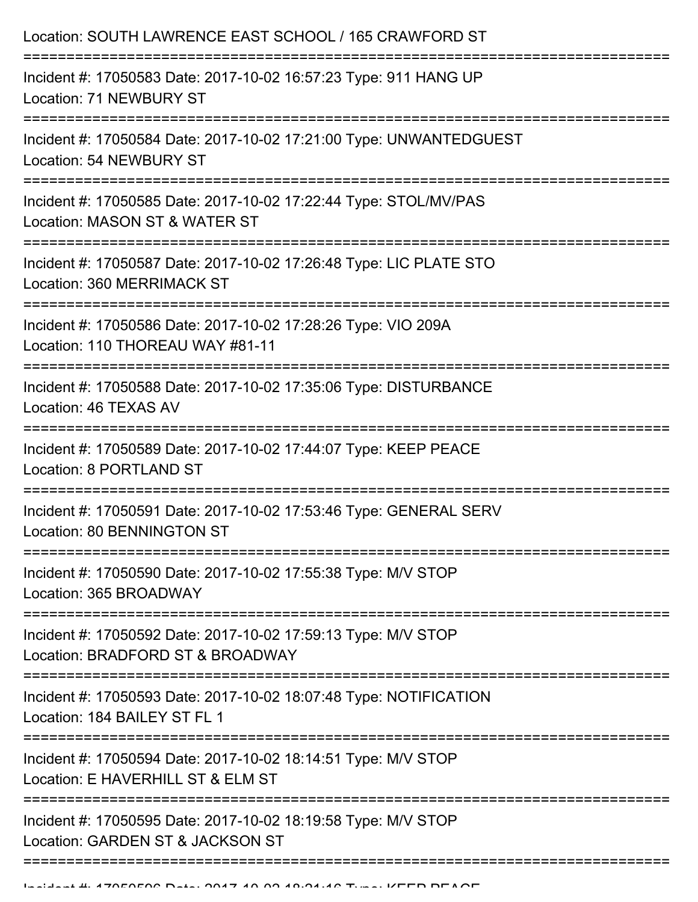Location: SOUTH LAWRENCE EAST SCHOOL / 165 CRAWFORD ST

===========================================================================

Incident #: 17050583 Date: 2017-10-02 16:57:23 Type: 911 HANG UP
Location: 71 NEWBURY ST

===========================================================================

Incident #: 17050584 Date: 2017-10-02 17:21:00 Type: UNWANTEDGUEST
Location: 54 NEWBURY ST

===========================================================================

Incident #: 17050585 Date: 2017-10-02 17:22:44 Type: STOL/MV/PAS
Location: MASON ST & WATER ST

===========================================================================

Incident #: 17050587 Date: 2017-10-02 17:26:48 Type: LIC PLATE STO
Location: 360 MERRIMACK ST

===========================================================================

Incident #: 17050586 Date: 2017-10-02 17:28:26 Type: VIO 209A
Location: 110 THOREAU WAY #81-11

===========================================================================

Incident #: 17050588 Date: 2017-10-02 17:35:06 Type: DISTURBANCE
Location: 46 TEXAS AV

===========================================================================

Incident #: 17050589 Date: 2017-10-02 17:44:07 Type: KEEP PEACE
Location: 8 PORTLAND ST

===========================================================================

Incident #: 17050591 Date: 2017-10-02 17:53:46 Type: GENERAL SERV
Location: 80 BENNINGTON ST

===========================================================================

Incident #: 17050590 Date: 2017-10-02 17:55:38 Type: M/V STOP
Location: 365 BROADWAY

===========================================================================

Incident #: 17050592 Date: 2017-10-02 17:59:13 Type: M/V STOP
Location: BRADFORD ST & BROADWAY

===========================================================================

Incident #: 17050593 Date: 2017-10-02 18:07:48 Type: NOTIFICATION
Location: 184 BAILEY ST FL 1

===========================================================================

Incident #: 17050594 Date: 2017-10-02 18:14:51 Type: M/V STOP
Location: E HAVERHILL ST & ELM ST

===========================================================================

Incident #: 17050595 Date: 2017-10-02 18:19:58 Type: M/V STOP
Location: GARDEN ST & JACKSON ST

===========================================================================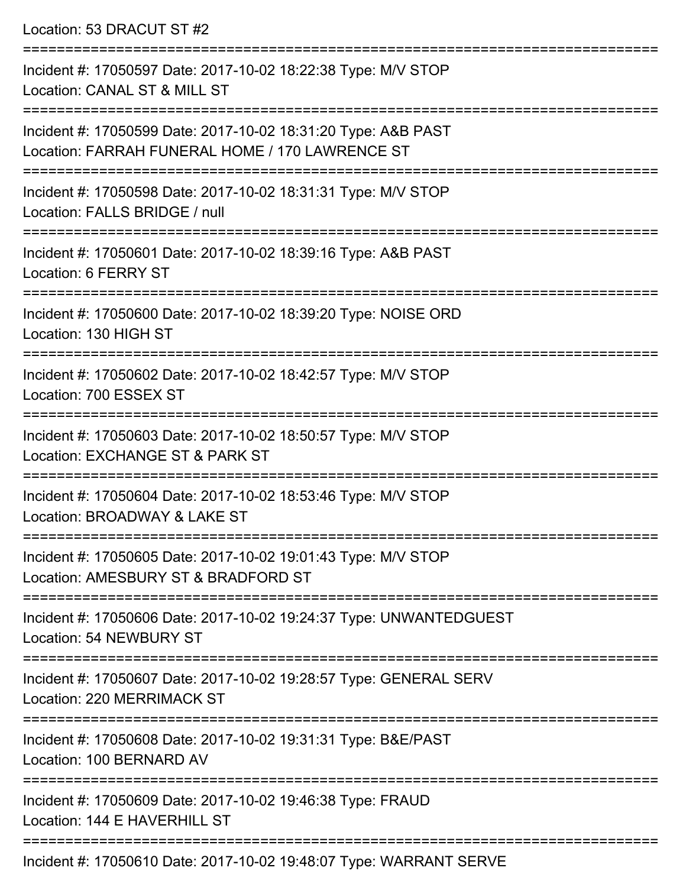Location: 53 DRACUT ST #2

===========================================================================

Incident #: 17050597 Date: 2017-10-02 18:22:38 Type: M/V STOP

Location: CANAL ST & MILL ST

===========================================================================

Incident #: 17050599 Date: 2017-10-02 18:31:20 Type: A&B PAST

Location: FARRAH FUNERAL HOME / 170 LAWRENCE ST

===========================================================================

Incident #: 17050598 Date: 2017-10-02 18:31:31 Type: M/V STOP

Location: FALLS BRIDGE / null

===========================================================================

Incident #: 17050601 Date: 2017-10-02 18:39:16 Type: A&B PAST

Location: 6 FERRY ST

===========================================================================

Incident #: 17050600 Date: 2017-10-02 18:39:20 Type: NOISE ORD

Location: 130 HIGH ST

===========================================================================

Incident #: 17050602 Date: 2017-10-02 18:42:57 Type: M/V STOP

Location: 700 ESSEX ST

===========================================================================

Incident #: 17050603 Date: 2017-10-02 18:50:57 Type: M/V STOP

Location: EXCHANGE ST & PARK ST

===========================================================================

Incident #: 17050604 Date: 2017-10-02 18:53:46 Type: M/V STOP

Location: BROADWAY & LAKE ST

===========================================================================

Incident #: 17050605 Date: 2017-10-02 19:01:43 Type: M/V STOP

Location: AMESBURY ST & BRADFORD ST

===========================================================================

Incident #: 17050606 Date: 2017-10-02 19:24:37 Type: UNWANTEDGUEST

Location: 54 NEWBURY ST

===========================================================================

Incident #: 17050607 Date: 2017-10-02 19:28:57 Type: GENERAL SERV

Location: 220 MERRIMACK ST

===========================================================================

Incident #: 17050608 Date: 2017-10-02 19:31:31 Type: B&E/PAST

Location: 100 BERNARD AV

===========================================================================

Incident #: 17050609 Date: 2017-10-02 19:46:38 Type: FRAUD

Location: 144 E HAVERHILL ST

===========================================================================

Incident #: 17050610 Date: 2017-10-02 19:48:07 Type: WARRANT SERVE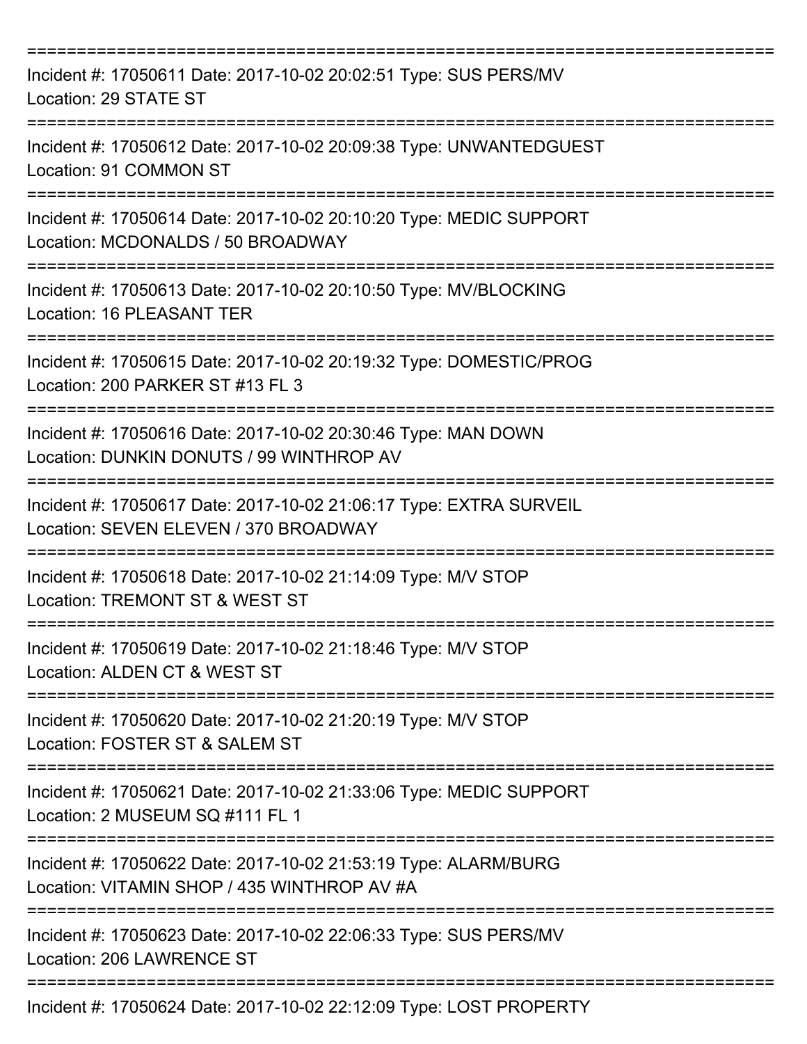===========================================================================
Incident #: 17050611 Date: 2017-10-02 20:02:51 Type: SUS PERS/MV
Location: 29 STATE ST
===========================================================================
Incident #: 17050612 Date: 2017-10-02 20:09:38 Type: UNWANTEDGUEST
Location: 91 COMMON ST
===========================================================================
Incident #: 17050614 Date: 2017-10-02 20:10:20 Type: MEDIC SUPPORT
Location: MCDONALDS / 50 BROADWAY
===========================================================================
Incident #: 17050613 Date: 2017-10-02 20:10:50 Type: MV/BLOCKING
Location: 16 PLEASANT TER
===========================================================================
Incident #: 17050615 Date: 2017-10-02 20:19:32 Type: DOMESTIC/PROG
Location: 200 PARKER ST #13 FL 3
===========================================================================
Incident #: 17050616 Date: 2017-10-02 20:30:46 Type: MAN DOWN
Location: DUNKIN DONUTS / 99 WINTHROP AV
===========================================================================
Incident #: 17050617 Date: 2017-10-02 21:06:17 Type: EXTRA SURVEIL
Location: SEVEN ELEVEN / 370 BROADWAY
===========================================================================
Incident #: 17050618 Date: 2017-10-02 21:14:09 Type: M/V STOP
Location: TREMONT ST & WEST ST
===========================================================================
Incident #: 17050619 Date: 2017-10-02 21:18:46 Type: M/V STOP
Location: ALDEN CT & WEST ST
===========================================================================
Incident #: 17050620 Date: 2017-10-02 21:20:19 Type: M/V STOP
Location: FOSTER ST & SALEM ST
===========================================================================
Incident #: 17050621 Date: 2017-10-02 21:33:06 Type: MEDIC SUPPORT
Location: 2 MUSEUM SQ #111 FL 1
===========================================================================
Incident #: 17050622 Date: 2017-10-02 21:53:19 Type: ALARM/BURG
Location: VITAMIN SHOP / 435 WINTHROP AV #A
===========================================================================
Incident #: 17050623 Date: 2017-10-02 22:06:33 Type: SUS PERS/MV
Location: 206 LAWRENCE ST
===========================================================================
Incident #: 17050624 Date: 2017-10-02 22:12:09 Type: LOST PROPERTY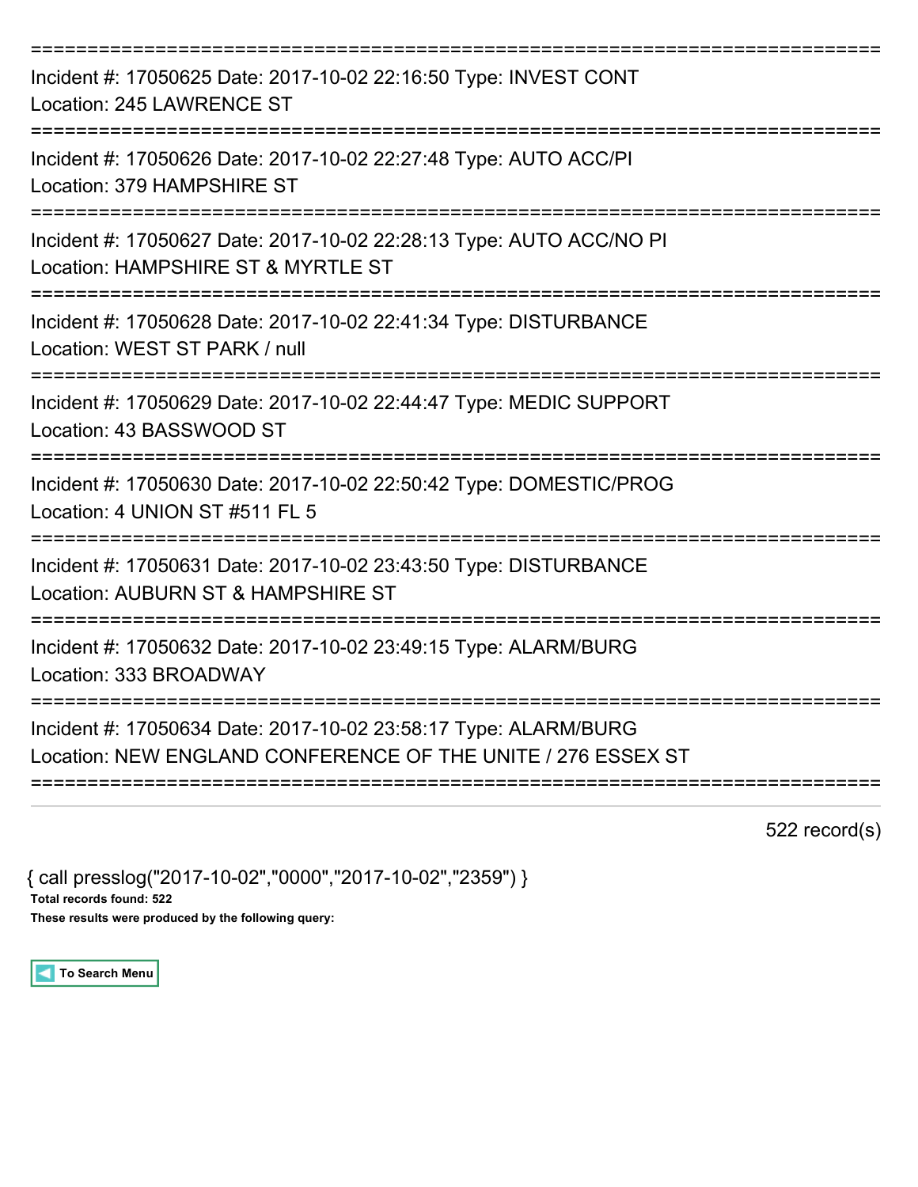===========================================================================

Incident #: 17050625 Date: 2017-10-02 22:16:50 Type: INVEST CONT
Location: 245 LAWRENCE ST

===========================================================================

Incident #: 17050626 Date: 2017-10-02 22:27:48 Type: AUTO ACC/PI
Location: 379 HAMPSHIRE ST

===========================================================================

Incident #: 17050627 Date: 2017-10-02 22:28:13 Type: AUTO ACC/NO PI
Location: HAMPSHIRE ST & MYRTLE ST

===========================================================================

Incident #: 17050628 Date: 2017-10-02 22:41:34 Type: DISTURBANCE
Location: WEST ST PARK / null

===========================================================================

Incident #: 17050629 Date: 2017-10-02 22:44:47 Type: MEDIC SUPPORT
Location: 43 BASSWOOD ST

===========================================================================

Incident #: 17050630 Date: 2017-10-02 22:50:42 Type: DOMESTIC/PROG
Location: 4 UNION ST #511 FL 5

===========================================================================

Incident #: 17050631 Date: 2017-10-02 23:43:50 Type: DISTURBANCE
Location: AUBURN ST & HAMPSHIRE ST

===========================================================================

Incident #: 17050632 Date: 2017-10-02 23:49:15 Type: ALARM/BURG
Location: 333 BROADWAY

===========================================================================

Incident #: 17050634 Date: 2017-10-02 23:58:17 Type: ALARM/BURG
Location: NEW ENGLAND CONFERENCE OF THE UNITE / 276 ESSEX ST

===========================================================================

522 record(s)

{ call presslog("2017-10-02","0000","2017-10-02","2359") }

**Total records found: 522**

**These results were produced by the following query:**

To Search Menu